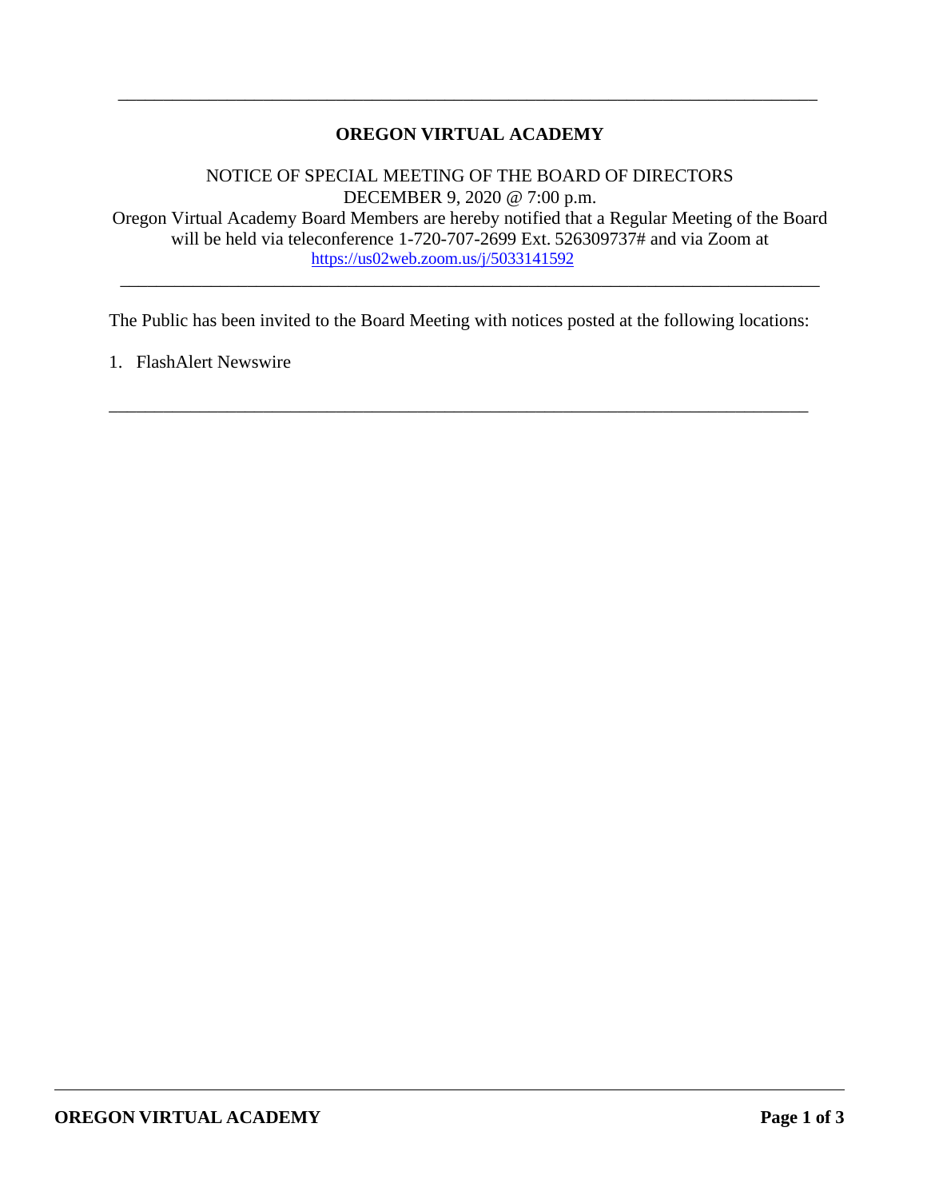---

# OREGON VIRTUAL ACADEMY

NOTICE OF SPECIAL MEETING OF THE BOARD OF DIRECTORS
DECEMBER 9, 2020 @ 7:00 p.m.
Oregon Virtual Academy Board Members are hereby notified that a Regular Meeting of the Board will be held via teleconference 1-720-707-2699 Ext. 526309737# and via Zoom at https://us02web.zoom.us/j/5033141592

---

The Public has been invited to the Board Meeting with notices posted at the following locations:

1. FlashAlert Newswire

---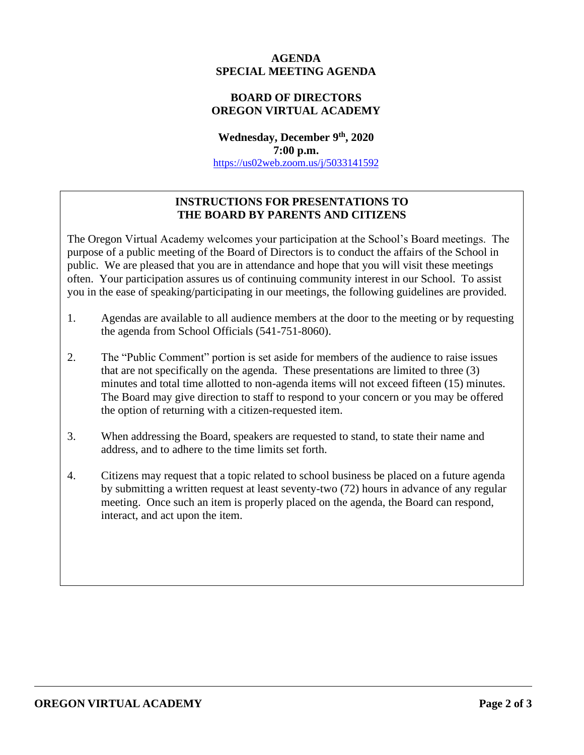**AGENDA**
**SPECIAL MEETING AGENDA**

**BOARD OF DIRECTORS**
**OREGON VIRTUAL ACADEMY**

**Wednesday, December 9th, 2020**
**7:00 p.m.**
https://us02web.zoom.us/j/5033141592

## INSTRUCTIONS FOR PRESENTATIONS TO THE BOARD BY PARENTS AND CITIZENS

The Oregon Virtual Academy welcomes your participation at the School's Board meetings. The purpose of a public meeting of the Board of Directors is to conduct the affairs of the School in public. We are pleased that you are in attendance and hope that you will visit these meetings often. Your participation assures us of continuing community interest in our School. To assist you in the ease of speaking/participating in our meetings, the following guidelines are provided.

1. Agendas are available to all audience members at the door to the meeting or by requesting the agenda from School Officials (541-751-8060).

2. The "Public Comment" portion is set aside for members of the audience to raise issues that are not specifically on the agenda. These presentations are limited to three (3) minutes and total time allotted to non-agenda items will not exceed fifteen (15) minutes. The Board may give direction to staff to respond to your concern or you may be offered the option of returning with a citizen-requested item.

3. When addressing the Board, speakers are requested to stand, to state their name and address, and to adhere to the time limits set forth.

4. Citizens may request that a topic related to school business be placed on a future agenda by submitting a written request at least seventy-two (72) hours in advance of any regular meeting. Once such an item is properly placed on the agenda, the Board can respond, interact, and act upon the item.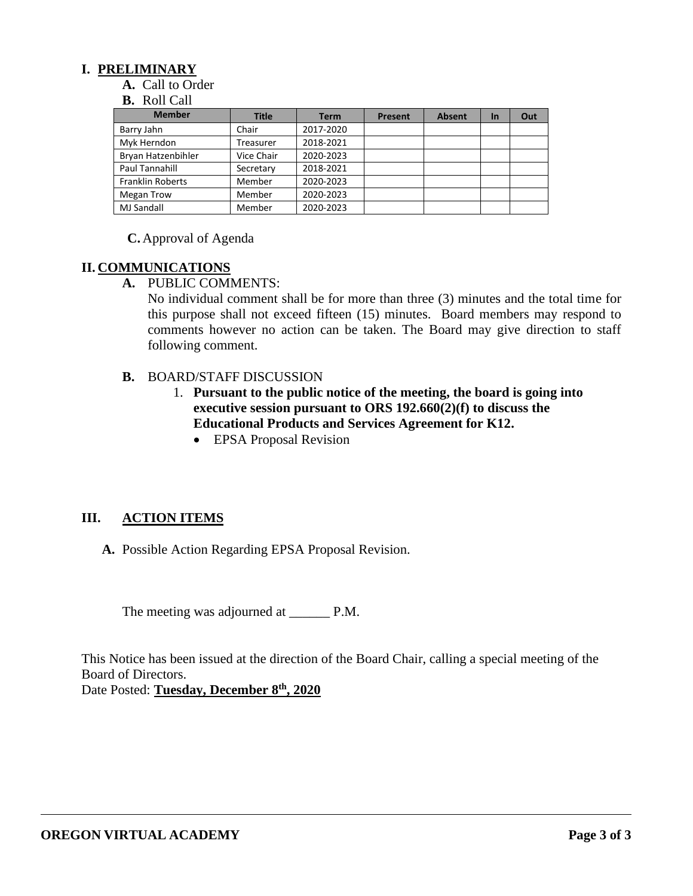## I. PRELIMINARY

**A.** Call to Order

**B.** Roll Call

| Member | Title | Term | Present | Absent | In | Out |
|---|---|---|---|---|---|---|
| Barry Jahn | Chair | 2017-2020 | | | | |
| Myk Herndon | Treasurer | 2018-2021 | | | | |
| Bryan Hatzenbihler | Vice Chair | 2020-2023 | | | | |
| Paul Tannahill | Secretary | 2018-2021 | | | | |
| Franklin Roberts | Member | 2020-2023 | | | | |
| Megan Trow | Member | 2020-2023 | | | | |
| MJ Sandall | Member | 2020-2023 | | | | |

**C.** Approval of Agenda

## II. COMMUNICATIONS

**A.** PUBLIC COMMENTS:

No individual comment shall be for more than three (3) minutes and the total time for this purpose shall not exceed fifteen (15) minutes. Board members may respond to comments however no action can be taken. The Board may give direction to staff following comment.

**B.** BOARD/STAFF DISCUSSION

1. **Pursuant to the public notice of the meeting, the board is going into executive session pursuant to ORS 192.660(2)(f) to discuss the Educational Products and Services Agreement for K12.**
   - EPSA Proposal Revision

## III. ACTION ITEMS

**A.** Possible Action Regarding EPSA Proposal Revision.

The meeting was adjourned at ______ P.M.

This Notice has been issued at the direction of the Board Chair, calling a special meeting of the Board of Directors.

Date Posted: **Tuesday, December 8th, 2020**